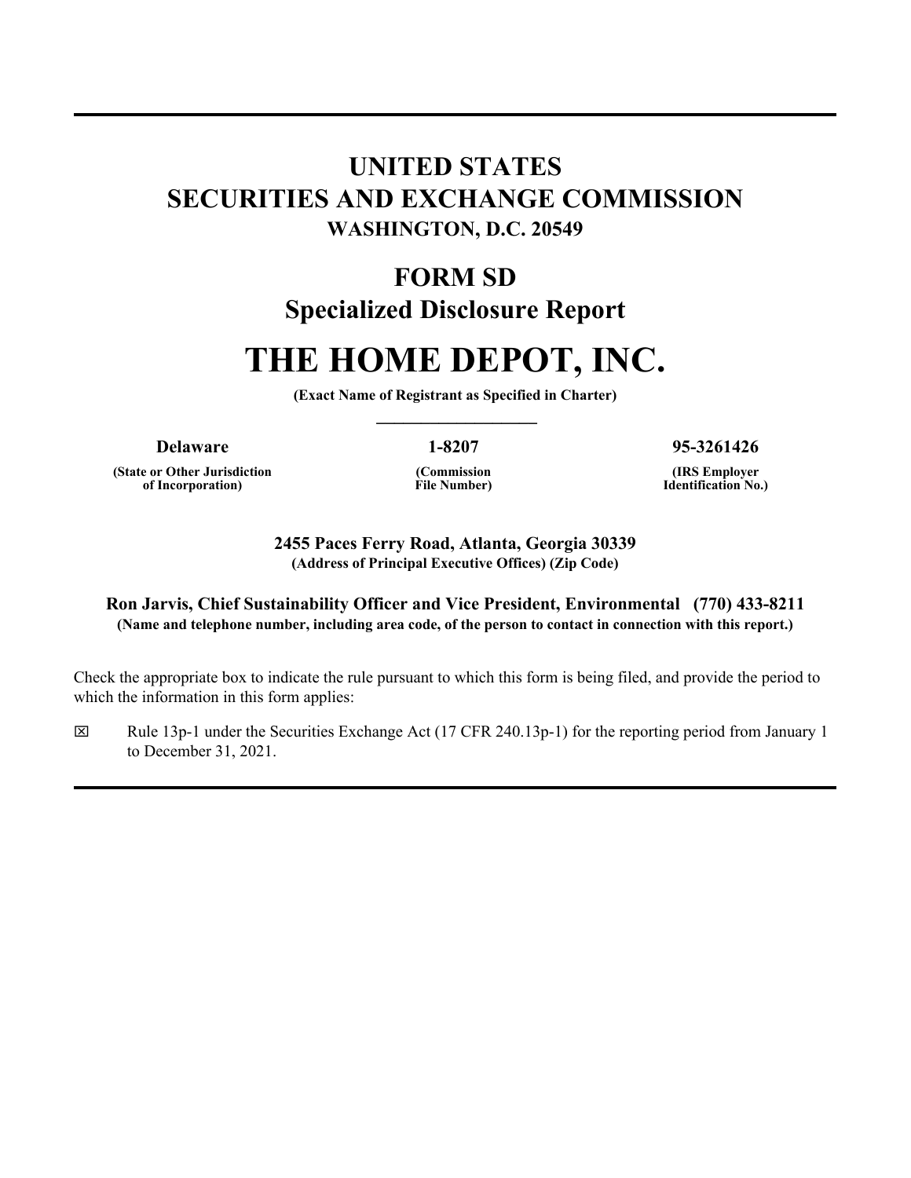# UNITED STATES
# SECURITIES AND EXCHANGE COMMISSION
**WASHINGTON, D.C. 20549**

## FORM SD
## Specialized Disclosure Report

# THE HOME DEPOT, INC.

**(Exact Name of Registrant as Specified in Charter)**

| **Delaware** | **1-8207** | **95-3261426** |
|---|---|---|
| **(State or Other Jurisdiction of Incorporation)** | **(Commission File Number)** | **(IRS Employer Identification No.)** |

**2455 Paces Ferry Road, Atlanta, Georgia 30339**
**(Address of Principal Executive Offices) (Zip Code)**

**Ron Jarvis, Chief Sustainability Officer and Vice President, Environmental (770) 433-8211**
**(Name and telephone number, including area code, of the person to contact in connection with this report.)**

Check the appropriate box to indicate the rule pursuant to which this form is being filed, and provide the period to which the information in this form applies:

☒ Rule 13p-1 under the Securities Exchange Act (17 CFR 240.13p-1) for the reporting period from January 1 to December 31, 2021.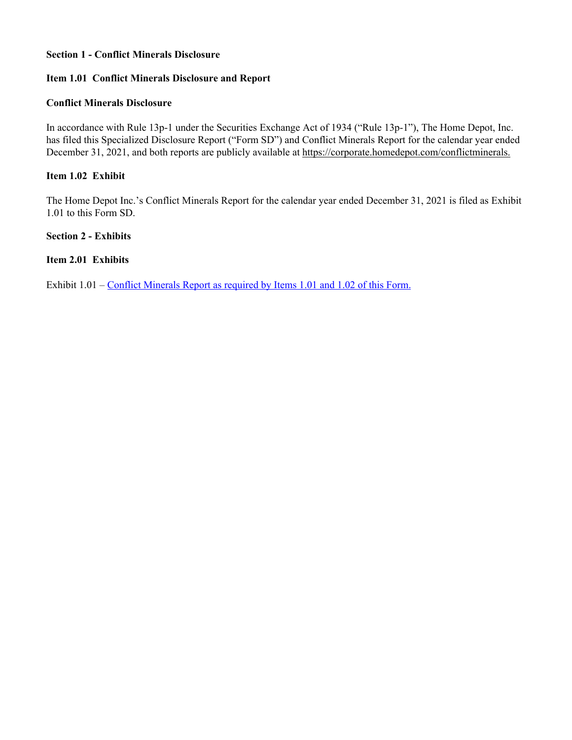**Section 1 - Conflict Minerals Disclosure**

**Item 1.01 Conflict Minerals Disclosure and Report**

**Conflict Minerals Disclosure**

In accordance with Rule 13p-1 under the Securities Exchange Act of 1934 ("Rule 13p-1"), The Home Depot, Inc. has filed this Specialized Disclosure Report ("Form SD") and Conflict Minerals Report for the calendar year ended December 31, 2021, and both reports are publicly available at https://corporate.homedepot.com/conflictminerals.

**Item 1.02 Exhibit**

The Home Depot Inc.'s Conflict Minerals Report for the calendar year ended December 31, 2021 is filed as Exhibit 1.01 to this Form SD.

**Section 2 - Exhibits**

**Item 2.01 Exhibits**

Exhibit 1.01 – Conflict Minerals Report as required by Items 1.01 and 1.02 of this Form.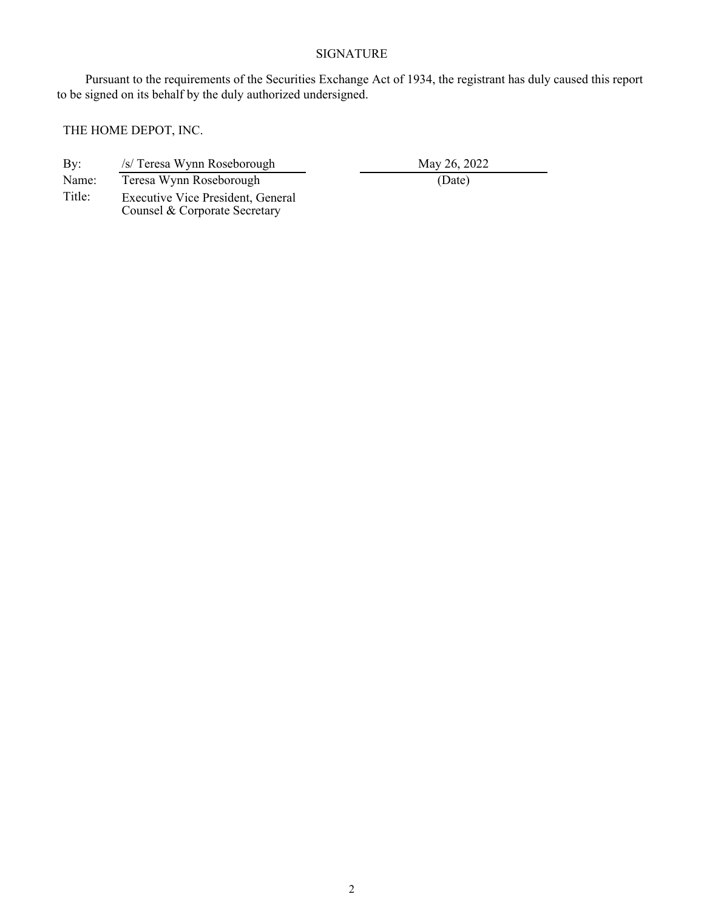# SIGNATURE

Pursuant to the requirements of the Securities Exchange Act of 1934, the registrant has duly caused this report to be signed on its behalf by the duly authorized undersigned.

THE HOME DEPOT, INC.

| | | |
|---|---|---|
| By: | /s/ Teresa Wynn Roseborough | May 26, 2022 |
| Name: | Teresa Wynn Roseborough | (Date) |
| Title: | Executive Vice President, General Counsel & Corporate Secretary | |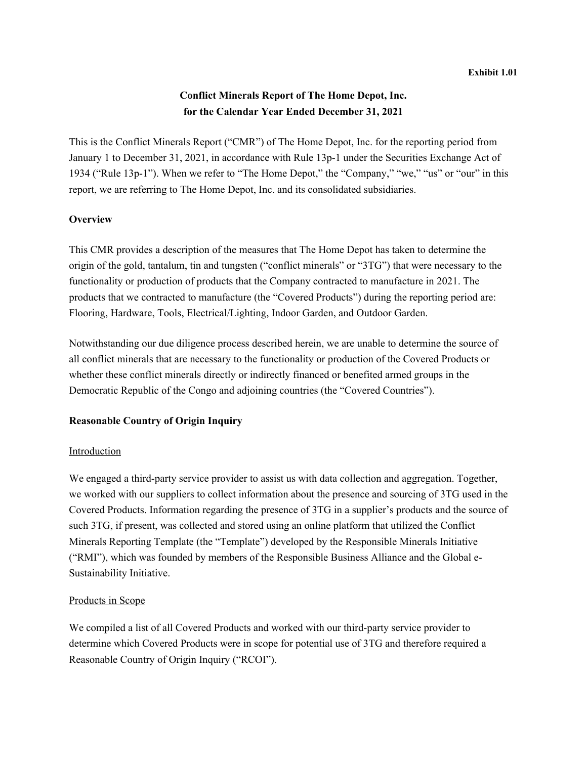**Exhibit 1.01**

# Conflict Minerals Report of The Home Depot, Inc. for the Calendar Year Ended December 31, 2021

This is the Conflict Minerals Report ("CMR") of The Home Depot, Inc. for the reporting period from January 1 to December 31, 2021, in accordance with Rule 13p-1 under the Securities Exchange Act of 1934 ("Rule 13p-1"). When we refer to "The Home Depot," the "Company," "we," "us" or "our" in this report, we are referring to The Home Depot, Inc. and its consolidated subsidiaries.

## Overview

This CMR provides a description of the measures that The Home Depot has taken to determine the origin of the gold, tantalum, tin and tungsten ("conflict minerals" or "3TG") that were necessary to the functionality or production of products that the Company contracted to manufacture in 2021. The products that we contracted to manufacture (the "Covered Products") during the reporting period are: Flooring, Hardware, Tools, Electrical/Lighting, Indoor Garden, and Outdoor Garden.

Notwithstanding our due diligence process described herein, we are unable to determine the source of all conflict minerals that are necessary to the functionality or production of the Covered Products or whether these conflict minerals directly or indirectly financed or benefited armed groups in the Democratic Republic of the Congo and adjoining countries (the "Covered Countries").

## Reasonable Country of Origin Inquiry

### Introduction

We engaged a third-party service provider to assist us with data collection and aggregation. Together, we worked with our suppliers to collect information about the presence and sourcing of 3TG used in the Covered Products. Information regarding the presence of 3TG in a supplier's products and the source of such 3TG, if present, was collected and stored using an online platform that utilized the Conflict Minerals Reporting Template (the "Template") developed by the Responsible Minerals Initiative ("RMI"), which was founded by members of the Responsible Business Alliance and the Global e-Sustainability Initiative.

### Products in Scope

We compiled a list of all Covered Products and worked with our third-party service provider to determine which Covered Products were in scope for potential use of 3TG and therefore required a Reasonable Country of Origin Inquiry ("RCOI").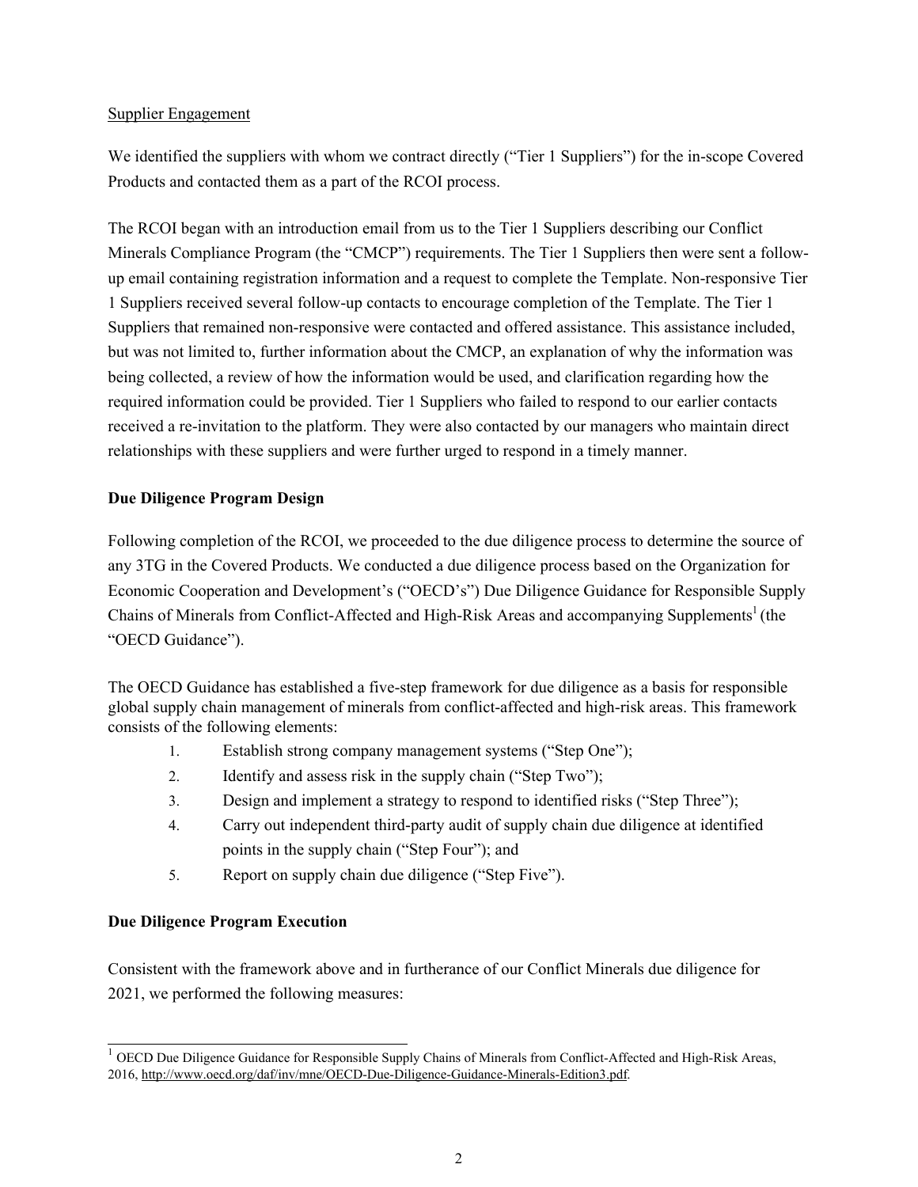Supplier Engagement

We identified the suppliers with whom we contract directly ("Tier 1 Suppliers") for the in-scope Covered Products and contacted them as a part of the RCOI process.

The RCOI began with an introduction email from us to the Tier 1 Suppliers describing our Conflict Minerals Compliance Program (the "CMCP") requirements. The Tier 1 Suppliers then were sent a follow-up email containing registration information and a request to complete the Template. Non-responsive Tier 1 Suppliers received several follow-up contacts to encourage completion of the Template. The Tier 1 Suppliers that remained non-responsive were contacted and offered assistance. This assistance included, but was not limited to, further information about the CMCP, an explanation of why the information was being collected, a review of how the information would be used, and clarification regarding how the required information could be provided. Tier 1 Suppliers who failed to respond to our earlier contacts received a re-invitation to the platform. They were also contacted by our managers who maintain direct relationships with these suppliers and were further urged to respond in a timely manner.

**Due Diligence Program Design**

Following completion of the RCOI, we proceeded to the due diligence process to determine the source of any 3TG in the Covered Products. We conducted a due diligence process based on the Organization for Economic Cooperation and Development's ("OECD's") Due Diligence Guidance for Responsible Supply Chains of Minerals from Conflict-Affected and High-Risk Areas and accompanying Supplements[1] (the "OECD Guidance").

The OECD Guidance has established a five-step framework for due diligence as a basis for responsible global supply chain management of minerals from conflict-affected and high-risk areas. This framework consists of the following elements:

1. Establish strong company management systems ("Step One");
2. Identify and assess risk in the supply chain ("Step Two");
3. Design and implement a strategy to respond to identified risks ("Step Three");
4. Carry out independent third-party audit of supply chain due diligence at identified points in the supply chain ("Step Four"); and
5. Report on supply chain due diligence ("Step Five").

**Due Diligence Program Execution**

Consistent with the framework above and in furtherance of our Conflict Minerals due diligence for 2021, we performed the following measures:

[1] OECD Due Diligence Guidance for Responsible Supply Chains of Minerals from Conflict-Affected and High-Risk Areas, 2016, http://www.oecd.org/daf/inv/mne/OECD-Due-Diligence-Guidance-Minerals-Edition3.pdf.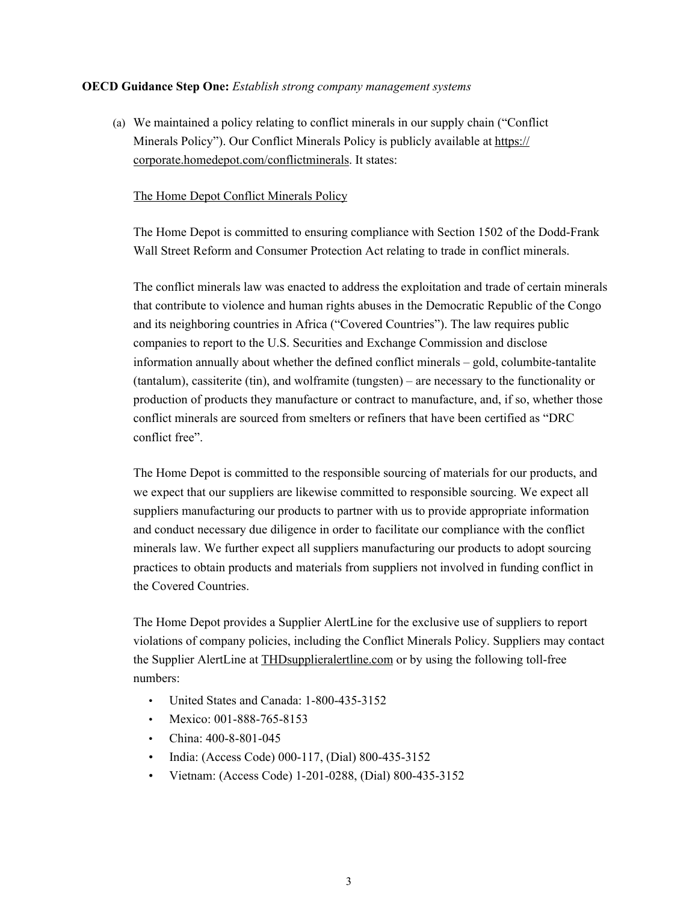**OECD Guidance Step One:** *Establish strong company management systems*

(a) We maintained a policy relating to conflict minerals in our supply chain ("Conflict Minerals Policy"). Our Conflict Minerals Policy is publicly available at https://corporate.homedepot.com/conflictminerals. It states:

The Home Depot Conflict Minerals Policy

The Home Depot is committed to ensuring compliance with Section 1502 of the Dodd-Frank Wall Street Reform and Consumer Protection Act relating to trade in conflict minerals.

The conflict minerals law was enacted to address the exploitation and trade of certain minerals that contribute to violence and human rights abuses in the Democratic Republic of the Congo and its neighboring countries in Africa ("Covered Countries"). The law requires public companies to report to the U.S. Securities and Exchange Commission and disclose information annually about whether the defined conflict minerals – gold, columbite-tantalite (tantalum), cassiterite (tin), and wolframite (tungsten) – are necessary to the functionality or production of products they manufacture or contract to manufacture, and, if so, whether those conflict minerals are sourced from smelters or refiners that have been certified as "DRC conflict free".

The Home Depot is committed to the responsible sourcing of materials for our products, and we expect that our suppliers are likewise committed to responsible sourcing. We expect all suppliers manufacturing our products to partner with us to provide appropriate information and conduct necessary due diligence in order to facilitate our compliance with the conflict minerals law. We further expect all suppliers manufacturing our products to adopt sourcing practices to obtain products and materials from suppliers not involved in funding conflict in the Covered Countries.

The Home Depot provides a Supplier AlertLine for the exclusive use of suppliers to report violations of company policies, including the Conflict Minerals Policy. Suppliers may contact the Supplier AlertLine at THDsupplieralertline.com or by using the following toll-free numbers:

- United States and Canada: 1-800-435-3152
- Mexico: 001-888-765-8153
- China: 400-8-801-045
- India: (Access Code) 000-117, (Dial) 800-435-3152
- Vietnam: (Access Code) 1-201-0288, (Dial) 800-435-3152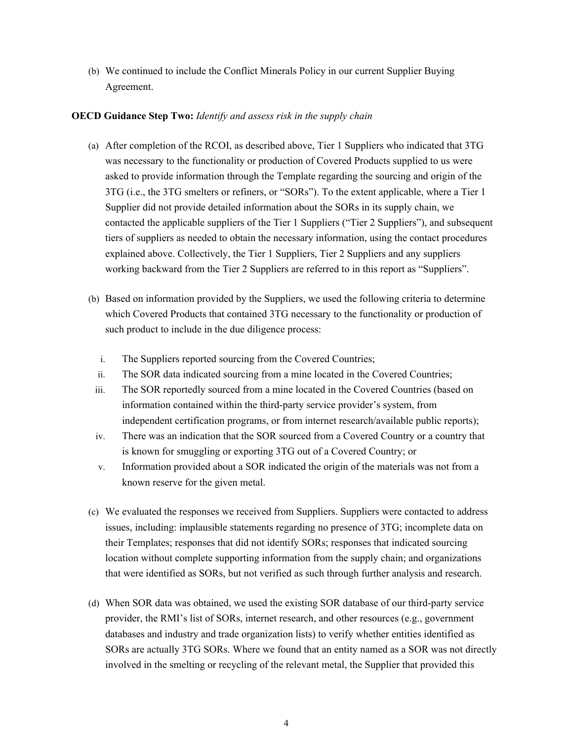(b) We continued to include the Conflict Minerals Policy in our current Supplier Buying Agreement.

**OECD Guidance Step Two:** *Identify and assess risk in the supply chain*

(a) After completion of the RCOI, as described above, Tier 1 Suppliers who indicated that 3TG was necessary to the functionality or production of Covered Products supplied to us were asked to provide information through the Template regarding the sourcing and origin of the 3TG (i.e., the 3TG smelters or refiners, or "SORs"). To the extent applicable, where a Tier 1 Supplier did not provide detailed information about the SORs in its supply chain, we contacted the applicable suppliers of the Tier 1 Suppliers ("Tier 2 Suppliers"), and subsequent tiers of suppliers as needed to obtain the necessary information, using the contact procedures explained above. Collectively, the Tier 1 Suppliers, Tier 2 Suppliers and any suppliers working backward from the Tier 2 Suppliers are referred to in this report as "Suppliers".

(b) Based on information provided by the Suppliers, we used the following criteria to determine which Covered Products that contained 3TG necessary to the functionality or production of such product to include in the due diligence process:

   i. The Suppliers reported sourcing from the Covered Countries;
   ii. The SOR data indicated sourcing from a mine located in the Covered Countries;
   iii. The SOR reportedly sourced from a mine located in the Covered Countries (based on information contained within the third-party service provider's system, from independent certification programs, or from internet research/available public reports);
   iv. There was an indication that the SOR sourced from a Covered Country or a country that is known for smuggling or exporting 3TG out of a Covered Country; or
   v. Information provided about a SOR indicated the origin of the materials was not from a known reserve for the given metal.

(c) We evaluated the responses we received from Suppliers. Suppliers were contacted to address issues, including: implausible statements regarding no presence of 3TG; incomplete data on their Templates; responses that did not identify SORs; responses that indicated sourcing location without complete supporting information from the supply chain; and organizations that were identified as SORs, but not verified as such through further analysis and research.

(d) When SOR data was obtained, we used the existing SOR database of our third-party service provider, the RMI's list of SORs, internet research, and other resources (e.g., government databases and industry and trade organization lists) to verify whether entities identified as SORs are actually 3TG SORs. Where we found that an entity named as a SOR was not directly involved in the smelting or recycling of the relevant metal, the Supplier that provided this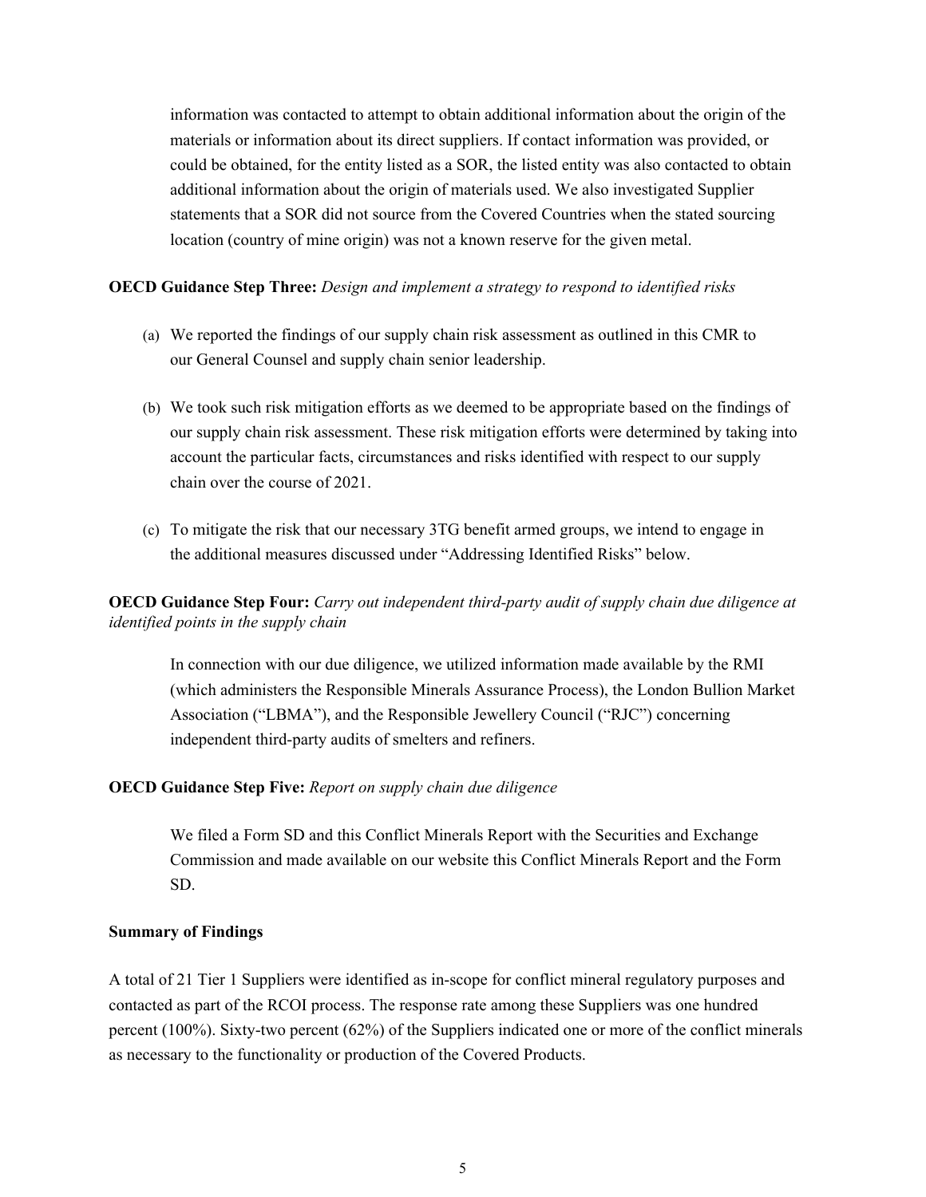information was contacted to attempt to obtain additional information about the origin of the materials or information about its direct suppliers. If contact information was provided, or could be obtained, for the entity listed as a SOR, the listed entity was also contacted to obtain additional information about the origin of materials used. We also investigated Supplier statements that a SOR did not source from the Covered Countries when the stated sourcing location (country of mine origin) was not a known reserve for the given metal.

**OECD Guidance Step Three:** *Design and implement a strategy to respond to identified risks*

(a) We reported the findings of our supply chain risk assessment as outlined in this CMR to our General Counsel and supply chain senior leadership.

(b) We took such risk mitigation efforts as we deemed to be appropriate based on the findings of our supply chain risk assessment. These risk mitigation efforts were determined by taking into account the particular facts, circumstances and risks identified with respect to our supply chain over the course of 2021.

(c) To mitigate the risk that our necessary 3TG benefit armed groups, we intend to engage in the additional measures discussed under "Addressing Identified Risks" below.

**OECD Guidance Step Four:** *Carry out independent third-party audit of supply chain due diligence at identified points in the supply chain*

In connection with our due diligence, we utilized information made available by the RMI (which administers the Responsible Minerals Assurance Process), the London Bullion Market Association ("LBMA"), and the Responsible Jewellery Council ("RJC") concerning independent third-party audits of smelters and refiners.

**OECD Guidance Step Five:** *Report on supply chain due diligence*

We filed a Form SD and this Conflict Minerals Report with the Securities and Exchange Commission and made available on our website this Conflict Minerals Report and the Form SD.

**Summary of Findings**

A total of 21 Tier 1 Suppliers were identified as in-scope for conflict mineral regulatory purposes and contacted as part of the RCOI process. The response rate among these Suppliers was one hundred percent (100%). Sixty-two percent (62%) of the Suppliers indicated one or more of the conflict minerals as necessary to the functionality or production of the Covered Products.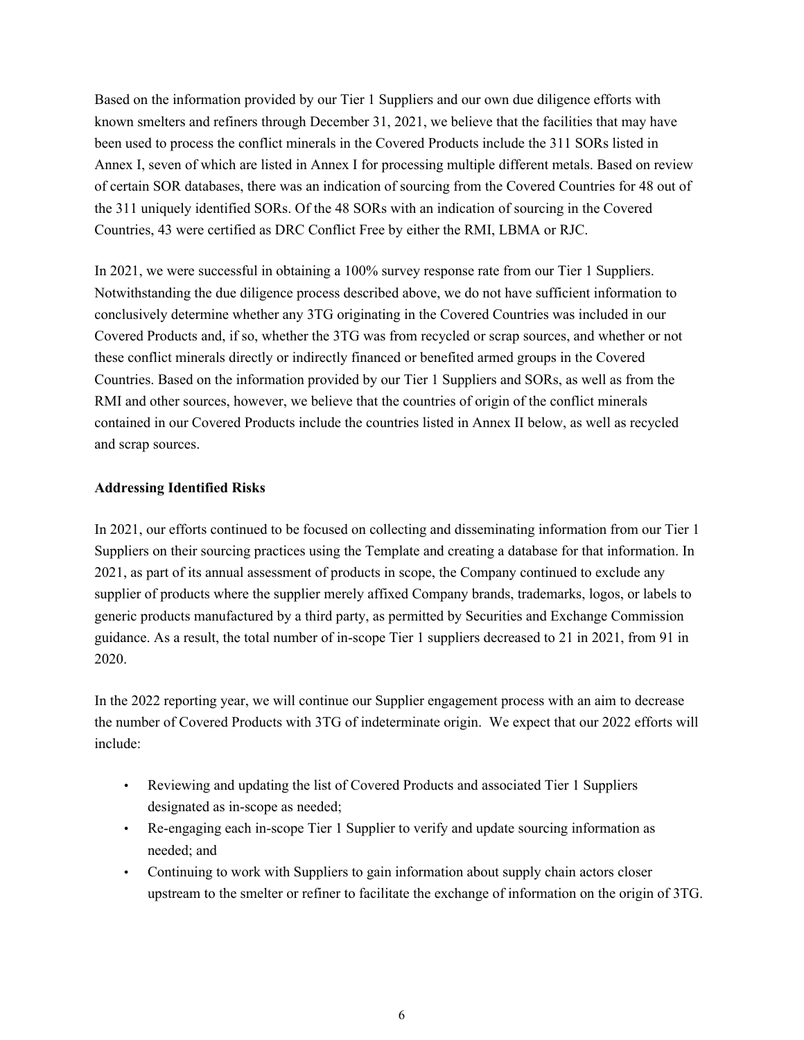Based on the information provided by our Tier 1 Suppliers and our own due diligence efforts with known smelters and refiners through December 31, 2021, we believe that the facilities that may have been used to process the conflict minerals in the Covered Products include the 311 SORs listed in Annex I, seven of which are listed in Annex I for processing multiple different metals. Based on review of certain SOR databases, there was an indication of sourcing from the Covered Countries for 48 out of the 311 uniquely identified SORs. Of the 48 SORs with an indication of sourcing in the Covered Countries, 43 were certified as DRC Conflict Free by either the RMI, LBMA or RJC.

In 2021, we were successful in obtaining a 100% survey response rate from our Tier 1 Suppliers. Notwithstanding the due diligence process described above, we do not have sufficient information to conclusively determine whether any 3TG originating in the Covered Countries was included in our Covered Products and, if so, whether the 3TG was from recycled or scrap sources, and whether or not these conflict minerals directly or indirectly financed or benefited armed groups in the Covered Countries. Based on the information provided by our Tier 1 Suppliers and SORs, as well as from the RMI and other sources, however, we believe that the countries of origin of the conflict minerals contained in our Covered Products include the countries listed in Annex II below, as well as recycled and scrap sources.

**Addressing Identified Risks**

In 2021, our efforts continued to be focused on collecting and disseminating information from our Tier 1 Suppliers on their sourcing practices using the Template and creating a database for that information. In 2021, as part of its annual assessment of products in scope, the Company continued to exclude any supplier of products where the supplier merely affixed Company brands, trademarks, logos, or labels to generic products manufactured by a third party, as permitted by Securities and Exchange Commission guidance. As a result, the total number of in-scope Tier 1 suppliers decreased to 21 in 2021, from 91 in 2020.

In the 2022 reporting year, we will continue our Supplier engagement process with an aim to decrease the number of Covered Products with 3TG of indeterminate origin. We expect that our 2022 efforts will include:

- Reviewing and updating the list of Covered Products and associated Tier 1 Suppliers designated as in-scope as needed;
- Re-engaging each in-scope Tier 1 Supplier to verify and update sourcing information as needed; and
- Continuing to work with Suppliers to gain information about supply chain actors closer upstream to the smelter or refiner to facilitate the exchange of information on the origin of 3TG.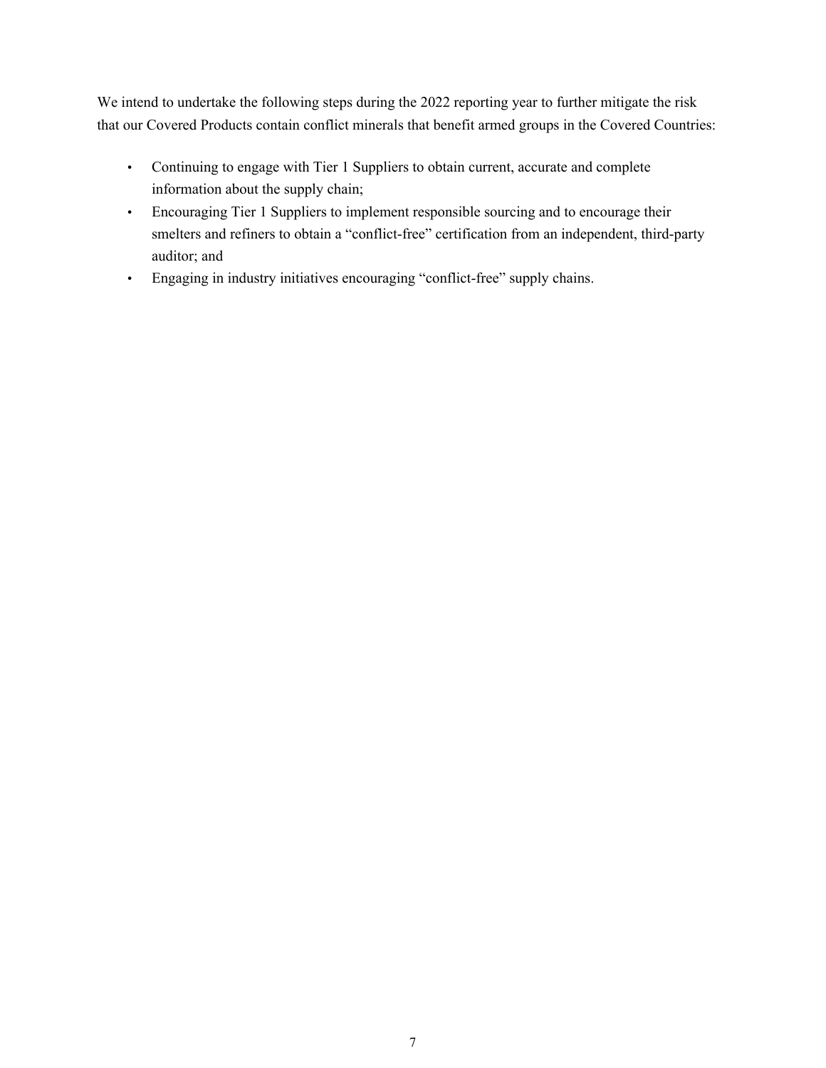We intend to undertake the following steps during the 2022 reporting year to further mitigate the risk that our Covered Products contain conflict minerals that benefit armed groups in the Covered Countries:

- Continuing to engage with Tier 1 Suppliers to obtain current, accurate and complete information about the supply chain;
- Encouraging Tier 1 Suppliers to implement responsible sourcing and to encourage their smelters and refiners to obtain a "conflict-free" certification from an independent, third-party auditor; and
- Engaging in industry initiatives encouraging "conflict-free" supply chains.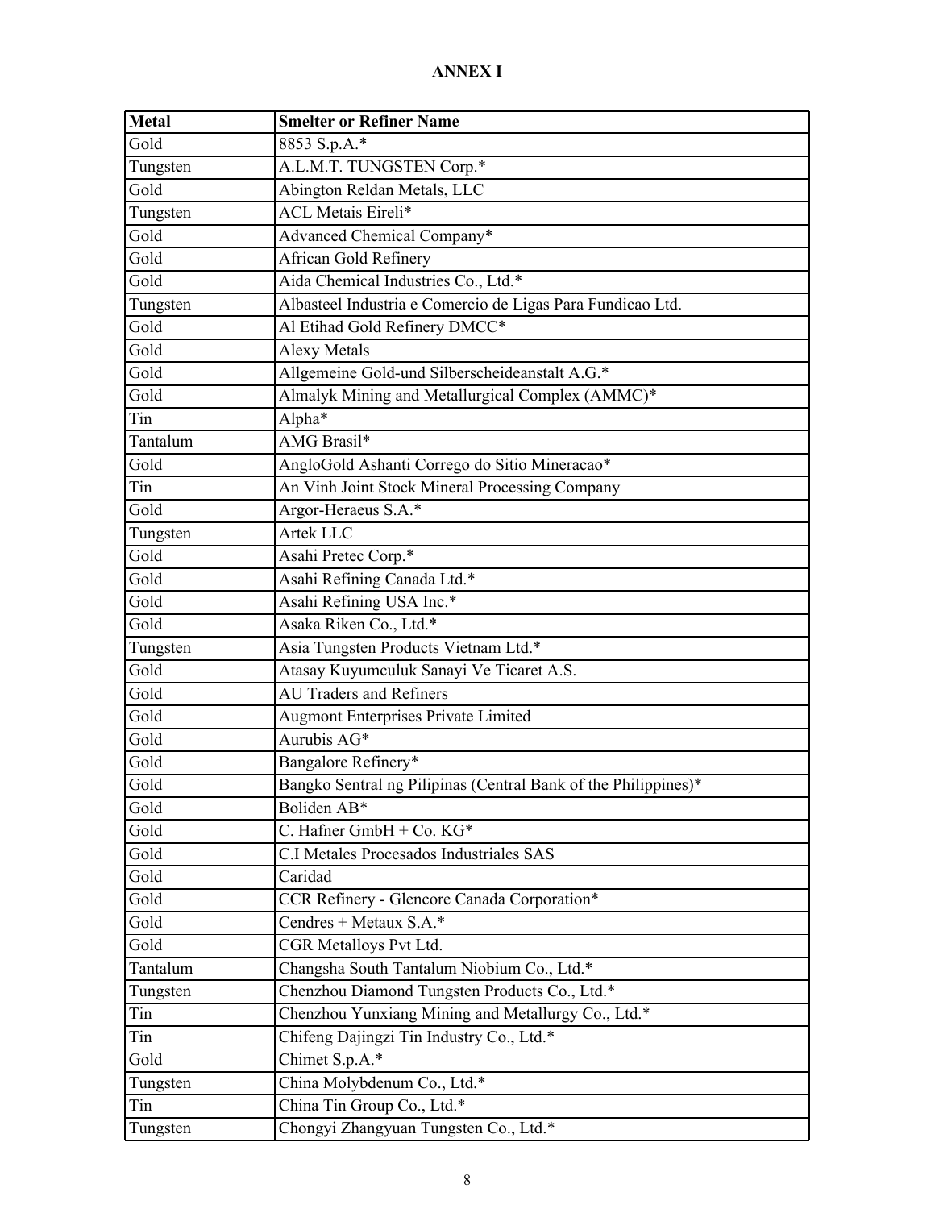**ANNEX I**

| Metal | Smelter or Refiner Name |
|---|---|
| Gold | 8853 S.p.A.* |
| Tungsten | A.L.M.T. TUNGSTEN Corp.* |
| Gold | Abington Reldan Metals, LLC |
| Tungsten | ACL Metais Eireli* |
| Gold | Advanced Chemical Company* |
| Gold | African Gold Refinery |
| Gold | Aida Chemical Industries Co., Ltd.* |
| Tungsten | Albasteel Industria e Comercio de Ligas Para Fundicao Ltd. |
| Gold | Al Etihad Gold Refinery DMCC* |
| Gold | Alexy Metals |
| Gold | Allgemeine Gold-und Silberscheideanstalt A.G.* |
| Gold | Almalyk Mining and Metallurgical Complex (AMMC)* |
| Tin | Alpha* |
| Tantalum | AMG Brasil* |
| Gold | AngloGold Ashanti Corrego do Sitio Mineracao* |
| Tin | An Vinh Joint Stock Mineral Processing Company |
| Gold | Argor-Heraeus S.A.* |
| Tungsten | Artek LLC |
| Gold | Asahi Pretec Corp.* |
| Gold | Asahi Refining Canada Ltd.* |
| Gold | Asahi Refining USA Inc.* |
| Gold | Asaka Riken Co., Ltd.* |
| Tungsten | Asia Tungsten Products Vietnam Ltd.* |
| Gold | Atasay Kuyumculuk Sanayi Ve Ticaret A.S. |
| Gold | AU Traders and Refiners |
| Gold | Augmont Enterprises Private Limited |
| Gold | Aurubis AG* |
| Gold | Bangalore Refinery* |
| Gold | Bangko Sentral ng Pilipinas (Central Bank of the Philippines)* |
| Gold | Boliden AB* |
| Gold | C. Hafner GmbH + Co. KG* |
| Gold | C.I Metales Procesados Industriales SAS |
| Gold | Caridad |
| Gold | CCR Refinery - Glencore Canada Corporation* |
| Gold | Cendres + Metaux S.A.* |
| Gold | CGR Metalloys Pvt Ltd. |
| Tantalum | Changsha South Tantalum Niobium Co., Ltd.* |
| Tungsten | Chenzhou Diamond Tungsten Products Co., Ltd.* |
| Tin | Chenzhou Yunxiang Mining and Metallurgy Co., Ltd.* |
| Tin | Chifeng Dajingzi Tin Industry Co., Ltd.* |
| Gold | Chimet S.p.A.* |
| Tungsten | China Molybdenum Co., Ltd.* |
| Tin | China Tin Group Co., Ltd.* |
| Tungsten | Chongyi Zhangyuan Tungsten Co., Ltd.* |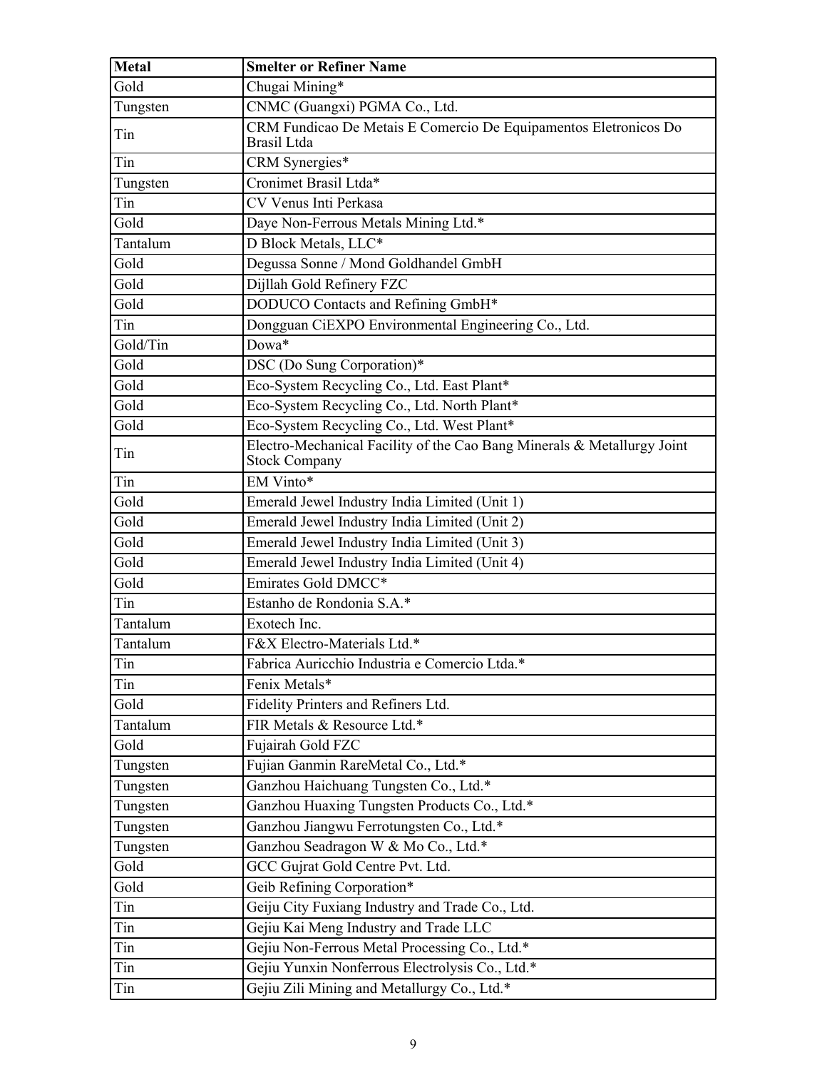| Metal | Smelter or Refiner Name |
| --- | --- |
| Gold | Chugai Mining* |
| Tungsten | CNMC (Guangxi) PGMA Co., Ltd. |
| Tin | CRM Fundicao De Metais E Comercio De Equipamentos Eletronicos Do Brasil Ltda |
| Tin | CRM Synergies* |
| Tungsten | Cronimet Brasil Ltda* |
| Tin | CV Venus Inti Perkasa |
| Gold | Daye Non-Ferrous Metals Mining Ltd.* |
| Tantalum | D Block Metals, LLC* |
| Gold | Degussa Sonne / Mond Goldhandel GmbH |
| Gold | Dijllah Gold Refinery FZC |
| Gold | DODUCO Contacts and Refining GmbH* |
| Tin | Dongguan CiEXPO Environmental Engineering Co., Ltd. |
| Gold/Tin | Dowa* |
| Gold | DSC (Do Sung Corporation)* |
| Gold | Eco-System Recycling Co., Ltd. East Plant* |
| Gold | Eco-System Recycling Co., Ltd. North Plant* |
| Gold | Eco-System Recycling Co., Ltd. West Plant* |
| Tin | Electro-Mechanical Facility of the Cao Bang Minerals & Metallurgy Joint Stock Company |
| Tin | EM Vinto* |
| Gold | Emerald Jewel Industry India Limited (Unit 1) |
| Gold | Emerald Jewel Industry India Limited (Unit 2) |
| Gold | Emerald Jewel Industry India Limited (Unit 3) |
| Gold | Emerald Jewel Industry India Limited (Unit 4) |
| Gold | Emirates Gold DMCC* |
| Tin | Estanho de Rondonia S.A.* |
| Tantalum | Exotech Inc. |
| Tantalum | F&X Electro-Materials Ltd.* |
| Tin | Fabrica Auricchio Industria e Comercio Ltda.* |
| Tin | Fenix Metals* |
| Gold | Fidelity Printers and Refiners Ltd. |
| Tantalum | FIR Metals & Resource Ltd.* |
| Gold | Fujairah Gold FZC |
| Tungsten | Fujian Ganmin RareMetal Co., Ltd.* |
| Tungsten | Ganzhou Haichuang Tungsten Co., Ltd.* |
| Tungsten | Ganzhou Huaxing Tungsten Products Co., Ltd.* |
| Tungsten | Ganzhou Jiangwu Ferrotungsten Co., Ltd.* |
| Tungsten | Ganzhou Seadragon W & Mo Co., Ltd.* |
| Gold | GCC Gujrat Gold Centre Pvt. Ltd. |
| Gold | Geib Refining Corporation* |
| Tin | Geiju City Fuxiang Industry and Trade Co., Ltd. |
| Tin | Gejiu Kai Meng Industry and Trade LLC |
| Tin | Gejiu Non-Ferrous Metal Processing Co., Ltd.* |
| Tin | Gejiu Yunxin Nonferrous Electrolysis Co., Ltd.* |
| Tin | Gejiu Zili Mining and Metallurgy Co., Ltd.* |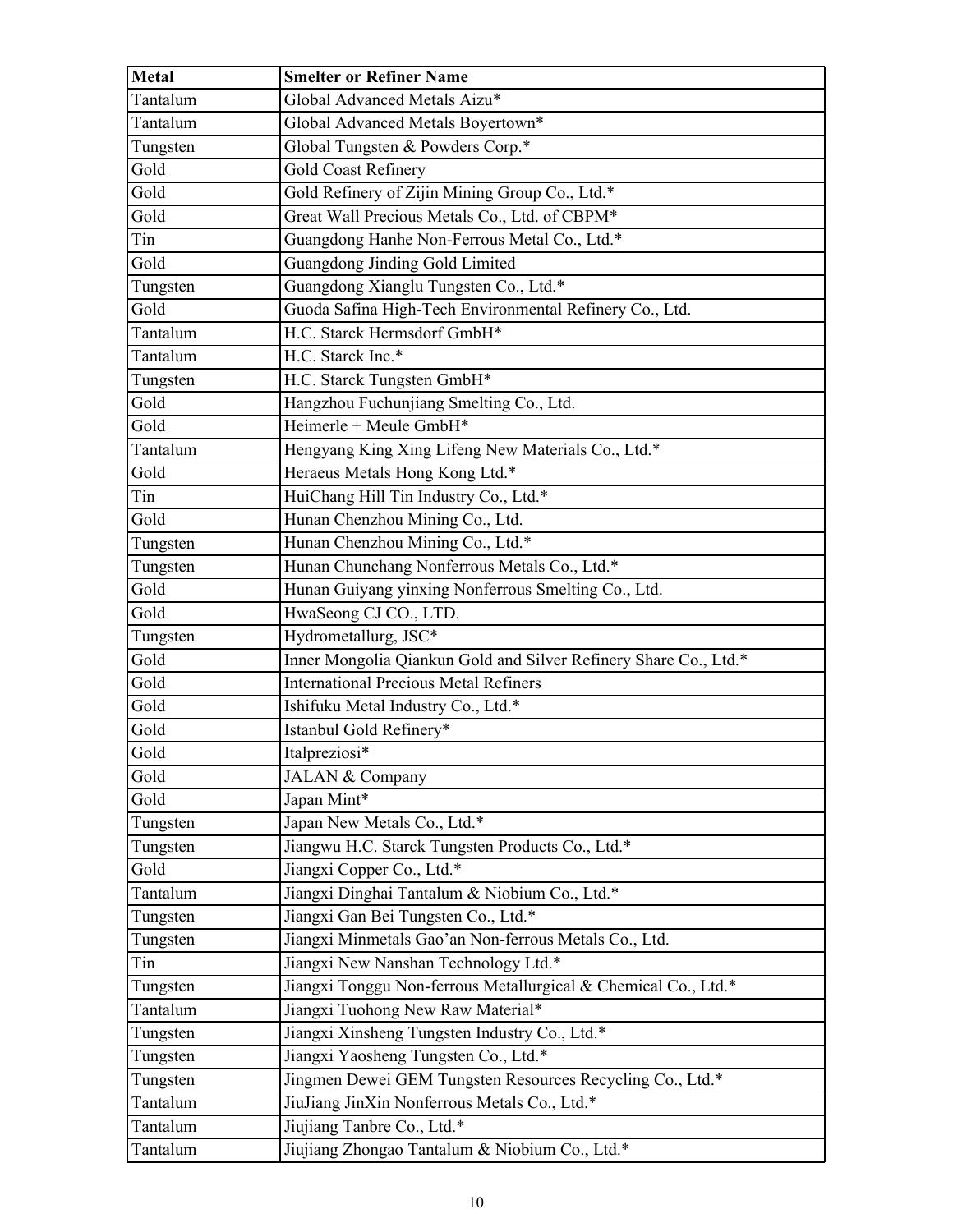| Metal | Smelter or Refiner Name |
| --- | --- |
| Tantalum | Global Advanced Metals Aizu* |
| Tantalum | Global Advanced Metals Boyertown* |
| Tungsten | Global Tungsten & Powders Corp.* |
| Gold | Gold Coast Refinery |
| Gold | Gold Refinery of Zijin Mining Group Co., Ltd.* |
| Gold | Great Wall Precious Metals Co., Ltd. of CBPM* |
| Tin | Guangdong Hanhe Non-Ferrous Metal Co., Ltd.* |
| Gold | Guangdong Jinding Gold Limited |
| Tungsten | Guangdong Xianglu Tungsten Co., Ltd.* |
| Gold | Guoda Safina High-Tech Environmental Refinery Co., Ltd. |
| Tantalum | H.C. Starck Hermsdorf GmbH* |
| Tantalum | H.C. Starck Inc.* |
| Tungsten | H.C. Starck Tungsten GmbH* |
| Gold | Hangzhou Fuchunjiang Smelting Co., Ltd. |
| Gold | Heimerle + Meule GmbH* |
| Tantalum | Hengyang King Xing Lifeng New Materials Co., Ltd.* |
| Gold | Heraeus Metals Hong Kong Ltd.* |
| Tin | HuiChang Hill Tin Industry Co., Ltd.* |
| Gold | Hunan Chenzhou Mining Co., Ltd. |
| Tungsten | Hunan Chenzhou Mining Co., Ltd.* |
| Tungsten | Hunan Chunchang Nonferrous Metals Co., Ltd.* |
| Gold | Hunan Guiyang yinxing Nonferrous Smelting Co., Ltd. |
| Gold | HwaSeong CJ CO., LTD. |
| Tungsten | Hydrometallurg, JSC* |
| Gold | Inner Mongolia Qiankun Gold and Silver Refinery Share Co., Ltd.* |
| Gold | International Precious Metal Refiners |
| Gold | Ishifuku Metal Industry Co., Ltd.* |
| Gold | Istanbul Gold Refinery* |
| Gold | Italpreziosi* |
| Gold | JALAN & Company |
| Gold | Japan Mint* |
| Tungsten | Japan New Metals Co., Ltd.* |
| Tungsten | Jiangwu H.C. Starck Tungsten Products Co., Ltd.* |
| Gold | Jiangxi Copper Co., Ltd.* |
| Tantalum | Jiangxi Dinghai Tantalum & Niobium Co., Ltd.* |
| Tungsten | Jiangxi Gan Bei Tungsten Co., Ltd.* |
| Tungsten | Jiangxi Minmetals Gao'an Non-ferrous Metals Co., Ltd. |
| Tin | Jiangxi New Nanshan Technology Ltd.* |
| Tungsten | Jiangxi Tonggu Non-ferrous Metallurgical & Chemical Co., Ltd.* |
| Tantalum | Jiangxi Tuohong New Raw Material* |
| Tungsten | Jiangxi Xinsheng Tungsten Industry Co., Ltd.* |
| Tungsten | Jiangxi Yaosheng Tungsten Co., Ltd.* |
| Tungsten | Jingmen Dewei GEM Tungsten Resources Recycling Co., Ltd.* |
| Tantalum | JiuJiang JinXin Nonferrous Metals Co., Ltd.* |
| Tantalum | Jiujiang Tanbre Co., Ltd.* |
| Tantalum | Jiujiang Zhongao Tantalum & Niobium Co., Ltd.* |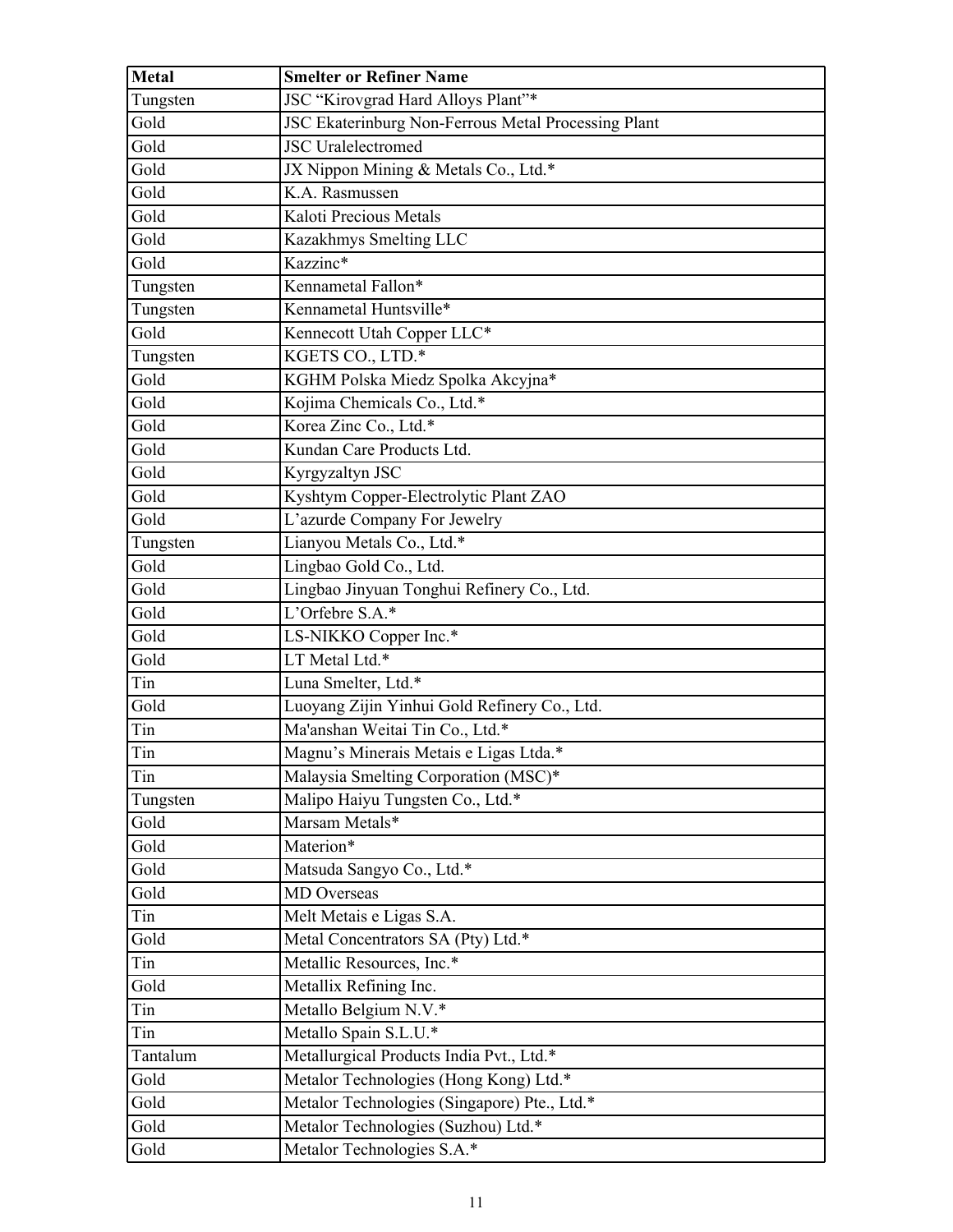| **Metal** | **Smelter or Refiner Name** |
| --- | --- |
| Tungsten | JSC “Kirovgrad Hard Alloys Plant”* |
| Gold | JSC Ekaterinburg Non-Ferrous Metal Processing Plant |
| Gold | JSC Uralelectromed |
| Gold | JX Nippon Mining & Metals Co., Ltd.* |
| Gold | K.A. Rasmussen |
| Gold | Kaloti Precious Metals |
| Gold | Kazakhmys Smelting LLC |
| Gold | Kazzinc* |
| Tungsten | Kennametal Fallon* |
| Tungsten | Kennametal Huntsville* |
| Gold | Kennecott Utah Copper LLC* |
| Tungsten | KGETS CO., LTD.* |
| Gold | KGHM Polska Miedz Spolka Akcyjna* |
| Gold | Kojima Chemicals Co., Ltd.* |
| Gold | Korea Zinc Co., Ltd.* |
| Gold | Kundan Care Products Ltd. |
| Gold | Kyrgyzaltyn JSC |
| Gold | Kyshtym Copper-Electrolytic Plant ZAO |
| Gold | L’azurde Company For Jewelry |
| Tungsten | Lianyou Metals Co., Ltd.* |
| Gold | Lingbao Gold Co., Ltd. |
| Gold | Lingbao Jinyuan Tonghui Refinery Co., Ltd. |
| Gold | L’Orfebre S.A.* |
| Gold | LS-NIKKO Copper Inc.* |
| Gold | LT Metal Ltd.* |
| Tin | Luna Smelter, Ltd.* |
| Gold | Luoyang Zijin Yinhui Gold Refinery Co., Ltd. |
| Tin | Ma'anshan Weitai Tin Co., Ltd.* |
| Tin | Magnu’s Minerais Metais e Ligas Ltda.* |
| Tin | Malaysia Smelting Corporation (MSC)* |
| Tungsten | Malipo Haiyu Tungsten Co., Ltd.* |
| Gold | Marsam Metals* |
| Gold | Materion* |
| Gold | Matsuda Sangyo Co., Ltd.* |
| Gold | MD Overseas |
| Tin | Melt Metais e Ligas S.A. |
| Gold | Metal Concentrators SA (Pty) Ltd.* |
| Tin | Metallic Resources, Inc.* |
| Gold | Metallix Refining Inc. |
| Tin | Metallo Belgium N.V.* |
| Tin | Metallo Spain S.L.U.* |
| Tantalum | Metallurgical Products India Pvt., Ltd.* |
| Gold | Metalor Technologies (Hong Kong) Ltd.* |
| Gold | Metalor Technologies (Singapore) Pte., Ltd.* |
| Gold | Metalor Technologies (Suzhou) Ltd.* |
| Gold | Metalor Technologies S.A.* |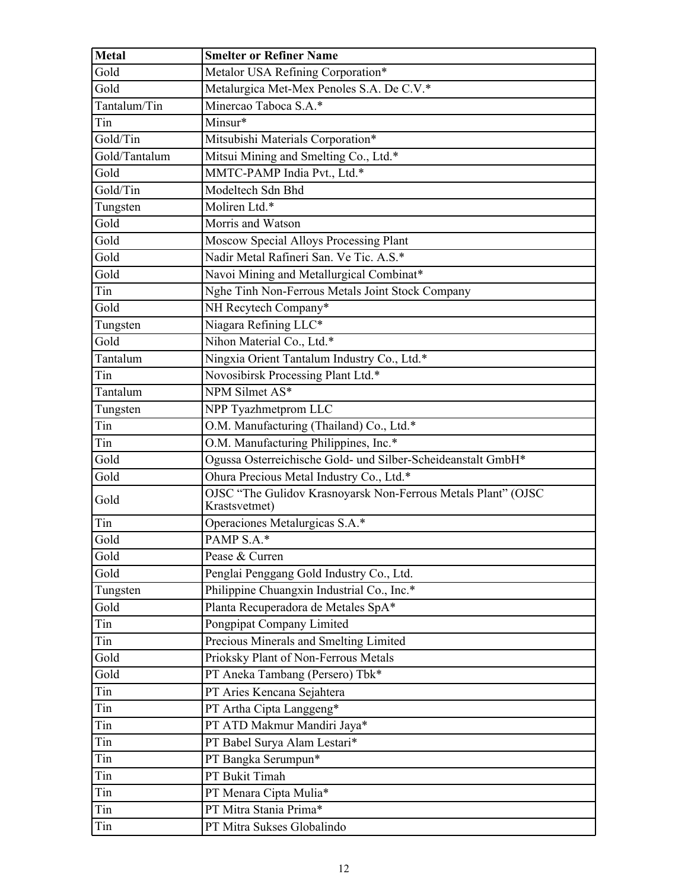| Metal | Smelter or Refiner Name |
|---|---|
| Gold | Metalor USA Refining Corporation* |
| Gold | Metalurgica Met-Mex Penoles S.A. De C.V.* |
| Tantalum/Tin | Minercao Taboca S.A.* |
| Tin | Minsur* |
| Gold/Tin | Mitsubishi Materials Corporation* |
| Gold/Tantalum | Mitsui Mining and Smelting Co., Ltd.* |
| Gold | MMTC-PAMP India Pvt., Ltd.* |
| Gold/Tin | Modeltech Sdn Bhd |
| Tungsten | Moliren Ltd.* |
| Gold | Morris and Watson |
| Gold | Moscow Special Alloys Processing Plant |
| Gold | Nadir Metal Rafineri San. Ve Tic. A.S.* |
| Gold | Navoi Mining and Metallurgical Combinat* |
| Tin | Nghe Tinh Non-Ferrous Metals Joint Stock Company |
| Gold | NH Recytech Company* |
| Tungsten | Niagara Refining LLC* |
| Gold | Nihon Material Co., Ltd.* |
| Tantalum | Ningxia Orient Tantalum Industry Co., Ltd.* |
| Tin | Novosibirsk Processing Plant Ltd.* |
| Tantalum | NPM Silmet AS* |
| Tungsten | NPP Tyazhmetprom LLC |
| Tin | O.M. Manufacturing (Thailand) Co., Ltd.* |
| Tin | O.M. Manufacturing Philippines, Inc.* |
| Gold | Ogussa Osterreichische Gold- und Silber-Scheideanstalt GmbH* |
| Gold | Ohura Precious Metal Industry Co., Ltd.* |
| Gold | OJSC "The Gulidov Krasnoyarsk Non-Ferrous Metals Plant" (OJSC Krastsvetmet) |
| Tin | Operaciones Metalurgicas S.A.* |
| Gold | PAMP S.A.* |
| Gold | Pease & Curren |
| Gold | Penglai Penggang Gold Industry Co., Ltd. |
| Tungsten | Philippine Chuangxin Industrial Co., Inc.* |
| Gold | Planta Recuperadora de Metales SpA* |
| Tin | Pongpipat Company Limited |
| Tin | Precious Minerals and Smelting Limited |
| Gold | Prioksky Plant of Non-Ferrous Metals |
| Gold | PT Aneka Tambang (Persero) Tbk* |
| Tin | PT Aries Kencana Sejahtera |
| Tin | PT Artha Cipta Langgeng* |
| Tin | PT ATD Makmur Mandiri Jaya* |
| Tin | PT Babel Surya Alam Lestari* |
| Tin | PT Bangka Serumpun* |
| Tin | PT Bukit Timah |
| Tin | PT Menara Cipta Mulia* |
| Tin | PT Mitra Stania Prima* |
| Tin | PT Mitra Sukses Globalindo |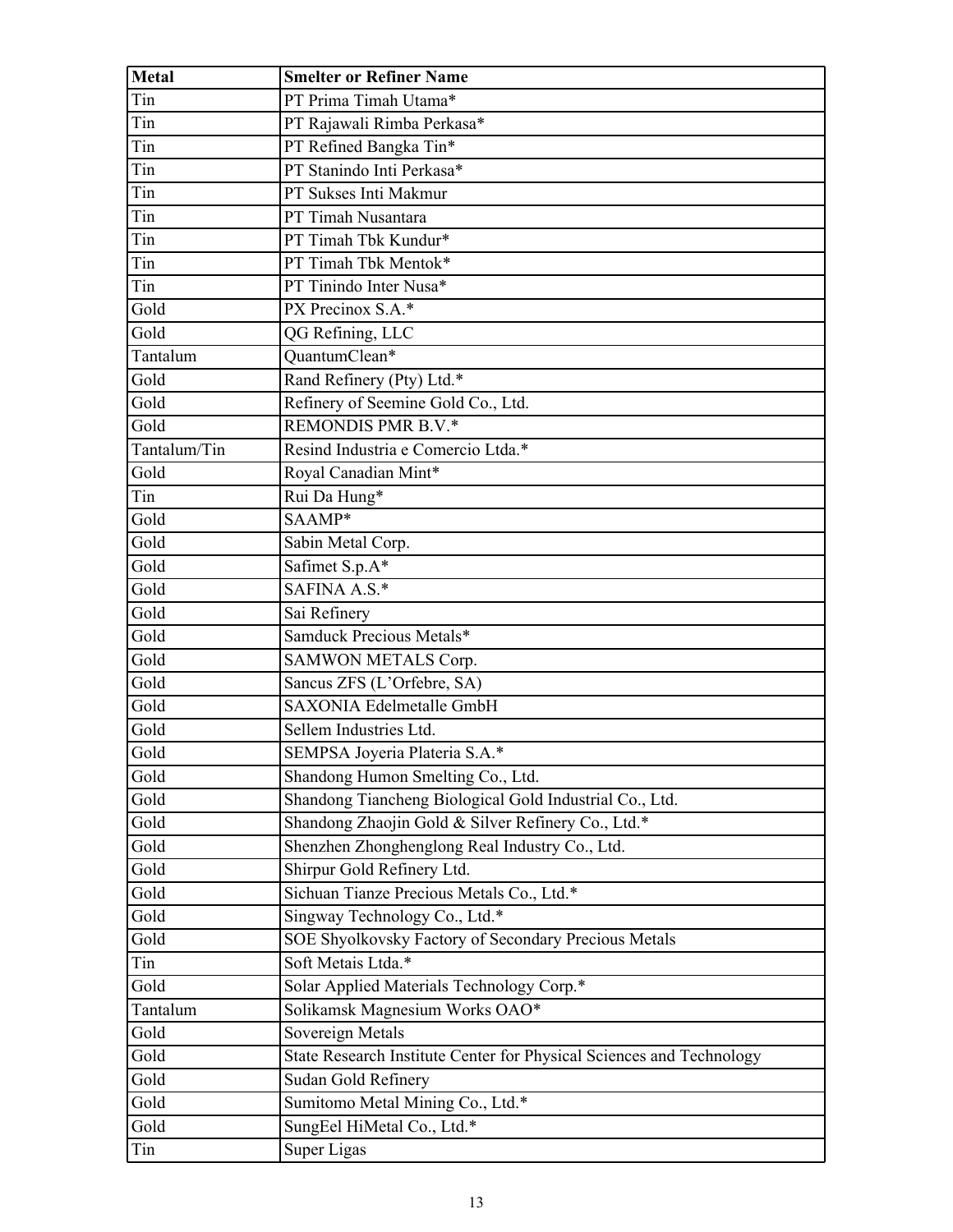| Metal | Smelter or Refiner Name |
|---|---|
| Tin | PT Prima Timah Utama* |
| Tin | PT Rajawali Rimba Perkasa* |
| Tin | PT Refined Bangka Tin* |
| Tin | PT Stanindo Inti Perkasa* |
| Tin | PT Sukses Inti Makmur |
| Tin | PT Timah Nusantara |
| Tin | PT Timah Tbk Kundur* |
| Tin | PT Timah Tbk Mentok* |
| Tin | PT Tinindo Inter Nusa* |
| Gold | PX Precinox S.A.* |
| Gold | QG Refining, LLC |
| Tantalum | QuantumClean* |
| Gold | Rand Refinery (Pty) Ltd.* |
| Gold | Refinery of Seemine Gold Co., Ltd. |
| Gold | REMONDIS PMR B.V.* |
| Tantalum/Tin | Resind Industria e Comercio Ltda.* |
| Gold | Royal Canadian Mint* |
| Tin | Rui Da Hung* |
| Gold | SAAMP* |
| Gold | Sabin Metal Corp. |
| Gold | Safimet S.p.A* |
| Gold | SAFINA A.S.* |
| Gold | Sai Refinery |
| Gold | Samduck Precious Metals* |
| Gold | SAMWON METALS Corp. |
| Gold | Sancus ZFS (L'Orfebre, SA) |
| Gold | SAXONIA Edelmetalle GmbH |
| Gold | Sellem Industries Ltd. |
| Gold | SEMPSA Joyeria Plateria S.A.* |
| Gold | Shandong Humon Smelting Co., Ltd. |
| Gold | Shandong Tiancheng Biological Gold Industrial Co., Ltd. |
| Gold | Shandong Zhaojin Gold & Silver Refinery Co., Ltd.* |
| Gold | Shenzhen Zhonghenglong Real Industry Co., Ltd. |
| Gold | Shirpur Gold Refinery Ltd. |
| Gold | Sichuan Tianze Precious Metals Co., Ltd.* |
| Gold | Singway Technology Co., Ltd.* |
| Gold | SOE Shyolkovsky Factory of Secondary Precious Metals |
| Tin | Soft Metais Ltda.* |
| Gold | Solar Applied Materials Technology Corp.* |
| Tantalum | Solikamsk Magnesium Works OAO* |
| Gold | Sovereign Metals |
| Gold | State Research Institute Center for Physical Sciences and Technology |
| Gold | Sudan Gold Refinery |
| Gold | Sumitomo Metal Mining Co., Ltd.* |
| Gold | SungEel HiMetal Co., Ltd.* |
| Tin | Super Ligas |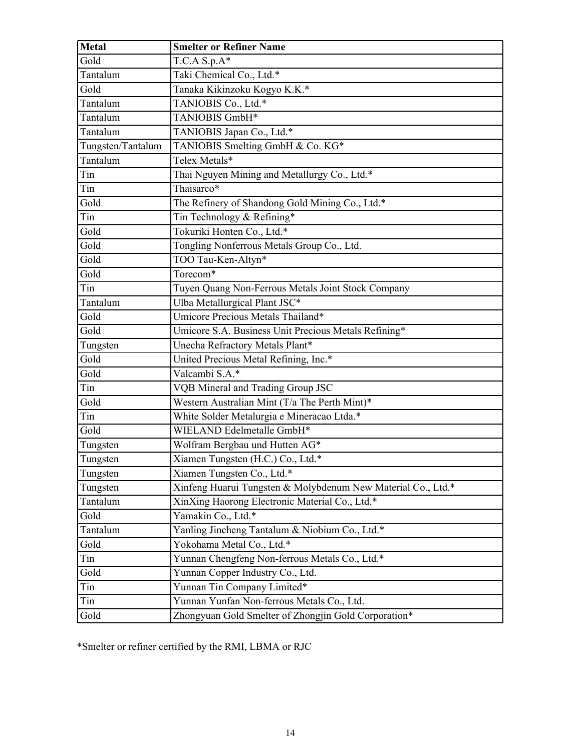| Metal | Smelter or Refiner Name |
| --- | --- |
| Gold | T.C.A S.p.A* |
| Tantalum | Taki Chemical Co., Ltd.* |
| Gold | Tanaka Kikinzoku Kogyo K.K.* |
| Tantalum | TANIOBIS Co., Ltd.* |
| Tantalum | TANIOBIS GmbH* |
| Tantalum | TANIOBIS Japan Co., Ltd.* |
| Tungsten/Tantalum | TANIOBIS Smelting GmbH & Co. KG* |
| Tantalum | Telex Metals* |
| Tin | Thai Nguyen Mining and Metallurgy Co., Ltd.* |
| Tin | Thaisarco* |
| Gold | The Refinery of Shandong Gold Mining Co., Ltd.* |
| Tin | Tin Technology & Refining* |
| Gold | Tokuriki Honten Co., Ltd.* |
| Gold | Tongling Nonferrous Metals Group Co., Ltd. |
| Gold | TOO Tau-Ken-Altyn* |
| Gold | Torecom* |
| Tin | Tuyen Quang Non-Ferrous Metals Joint Stock Company |
| Tantalum | Ulba Metallurgical Plant JSC* |
| Gold | Umicore Precious Metals Thailand* |
| Gold | Umicore S.A. Business Unit Precious Metals Refining* |
| Tungsten | Unecha Refractory Metals Plant* |
| Gold | United Precious Metal Refining, Inc.* |
| Gold | Valcambi S.A.* |
| Tin | VQB Mineral and Trading Group JSC |
| Gold | Western Australian Mint (T/a The Perth Mint)* |
| Tin | White Solder Metalurgia e Mineracao Ltda.* |
| Gold | WIELAND Edelmetalle GmbH* |
| Tungsten | Wolfram Bergbau und Hutten AG* |
| Tungsten | Xiamen Tungsten (H.C.) Co., Ltd.* |
| Tungsten | Xiamen Tungsten Co., Ltd.* |
| Tungsten | Xinfeng Huarui Tungsten & Molybdenum New Material Co., Ltd.* |
| Tantalum | XinXing Haorong Electronic Material Co., Ltd.* |
| Gold | Yamakin Co., Ltd.* |
| Tantalum | Yanling Jincheng Tantalum & Niobium Co., Ltd.* |
| Gold | Yokohama Metal Co., Ltd.* |
| Tin | Yunnan Chengfeng Non-ferrous Metals Co., Ltd.* |
| Gold | Yunnan Copper Industry Co., Ltd. |
| Tin | Yunnan Tin Company Limited* |
| Tin | Yunnan Yunfan Non-ferrous Metals Co., Ltd. |
| Gold | Zhongyuan Gold Smelter of Zhongjin Gold Corporation* |

*Smelter or refiner certified by the RMI, LBMA or RJC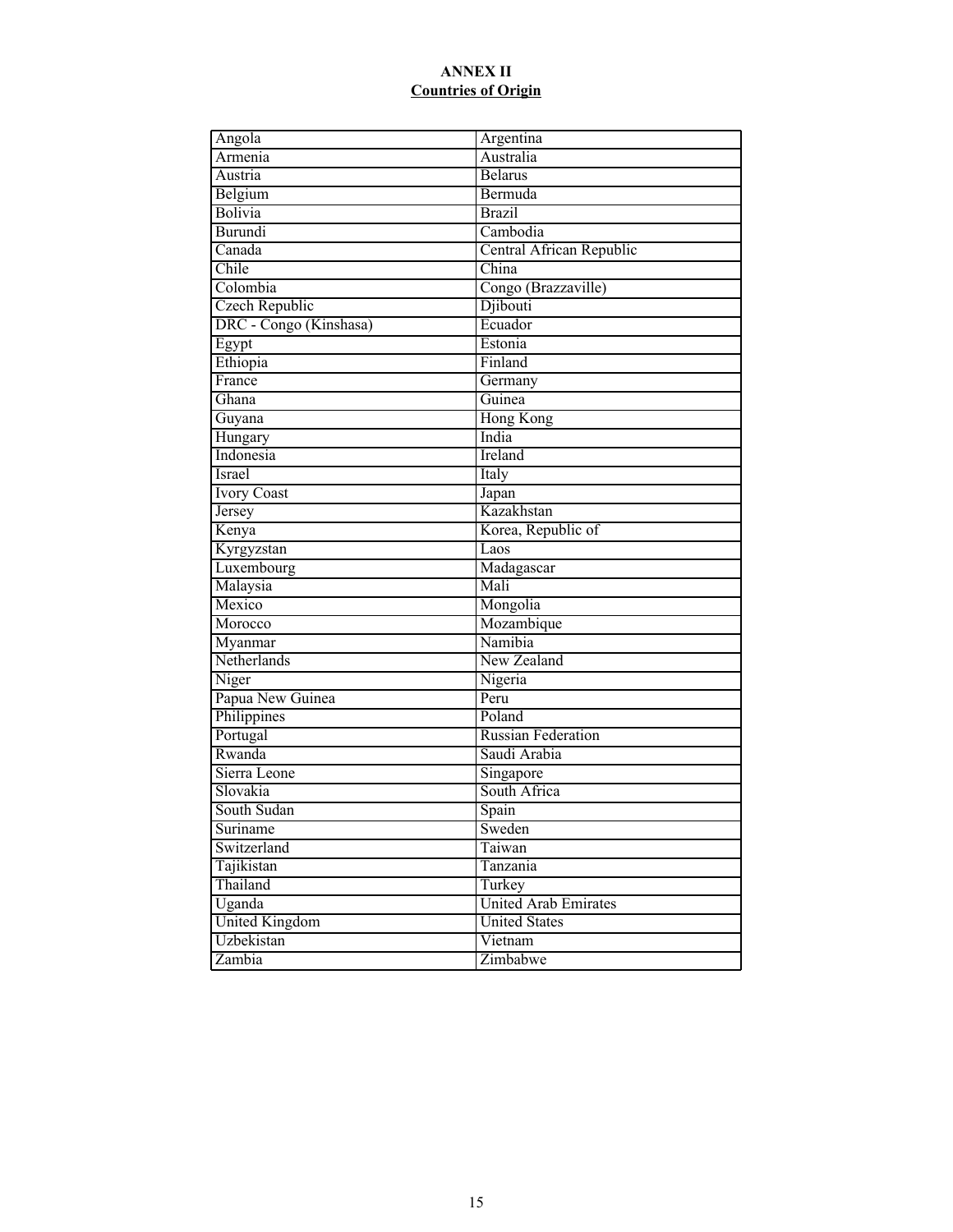**ANNEX II**

**Countries of Origin**

| | |
|---|---|
| Angola | Argentina |
| Armenia | Australia |
| Austria | Belarus |
| Belgium | Bermuda |
| Bolivia | Brazil |
| Burundi | Cambodia |
| Canada | Central African Republic |
| Chile | China |
| Colombia | Congo (Brazzaville) |
| Czech Republic | Djibouti |
| DRC - Congo (Kinshasa) | Ecuador |
| Egypt | Estonia |
| Ethiopia | Finland |
| France | Germany |
| Ghana | Guinea |
| Guyana | Hong Kong |
| Hungary | India |
| Indonesia | Ireland |
| Israel | Italy |
| Ivory Coast | Japan |
| Jersey | Kazakhstan |
| Kenya | Korea, Republic of |
| Kyrgyzstan | Laos |
| Luxembourg | Madagascar |
| Malaysia | Mali |
| Mexico | Mongolia |
| Morocco | Mozambique |
| Myanmar | Namibia |
| Netherlands | New Zealand |
| Niger | Nigeria |
| Papua New Guinea | Peru |
| Philippines | Poland |
| Portugal | Russian Federation |
| Rwanda | Saudi Arabia |
| Sierra Leone | Singapore |
| Slovakia | South Africa |
| South Sudan | Spain |
| Suriname | Sweden |
| Switzerland | Taiwan |
| Tajikistan | Tanzania |
| Thailand | Turkey |
| Uganda | United Arab Emirates |
| United Kingdom | United States |
| Uzbekistan | Vietnam |
| Zambia | Zimbabwe |